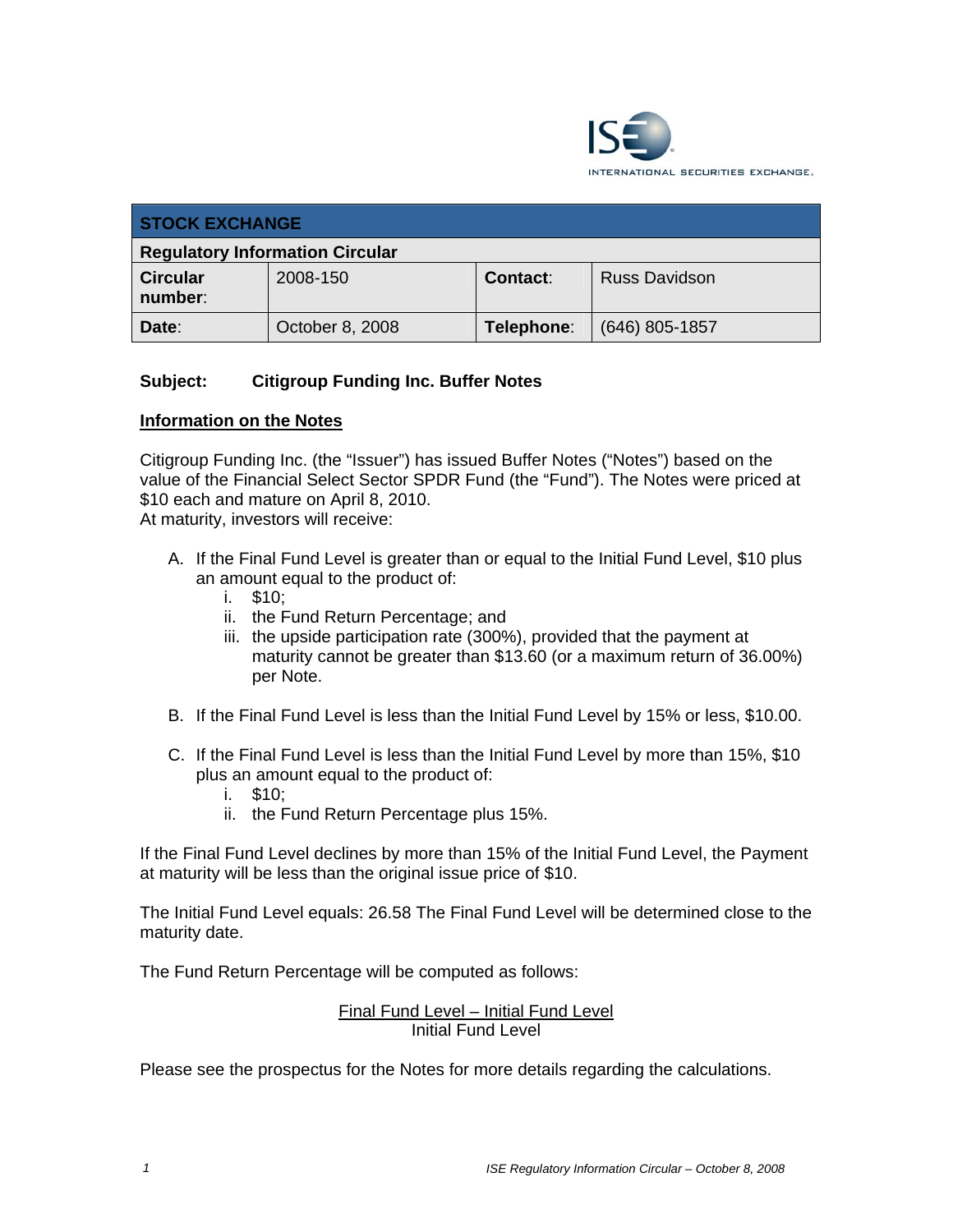| STOCK EXCHANGE | | | |
|---|---|---|---|
| Regulatory Information Circular | | | |
| **Circular number**: | 2008-150 | **Contact**: | Russ Davidson |
| **Date**: | October 8, 2008 | **Telephone**: | (646) 805-1857 |

**Subject: Citigroup Funding Inc. Buffer Notes**

## Information on the Notes

Citigroup Funding Inc. (the "Issuer") has issued Buffer Notes ("Notes") based on the value of the Financial Select Sector SPDR Fund (the "Fund"). The Notes were priced at $10 each and mature on April 8, 2010.
At maturity, investors will receive:

A. If the Final Fund Level is greater than or equal to the Initial Fund Level, $10 plus an amount equal to the product of:
   i. $10;
   ii. the Fund Return Percentage; and
   iii. the upside participation rate (300%), provided that the payment at maturity cannot be greater than $13.60 (or a maximum return of 36.00%) per Note.

B. If the Final Fund Level is less than the Initial Fund Level by 15% or less, $10.00.

C. If the Final Fund Level is less than the Initial Fund Level by more than 15%, $10 plus an amount equal to the product of:
   i. $10;
   ii. the Fund Return Percentage plus 15%.

If the Final Fund Level declines by more than 15% of the Initial Fund Level, the Payment at maturity will be less than the original issue price of $10.

The Initial Fund Level equals: 26.58 The Final Fund Level will be determined close to the maturity date.

The Fund Return Percentage will be computed as follows:

$$\frac{\text{Final Fund Level} - \text{Initial Fund Level}}{\text{Initial Fund Level}}$$

Please see the prospectus for the Notes for more details regarding the calculations.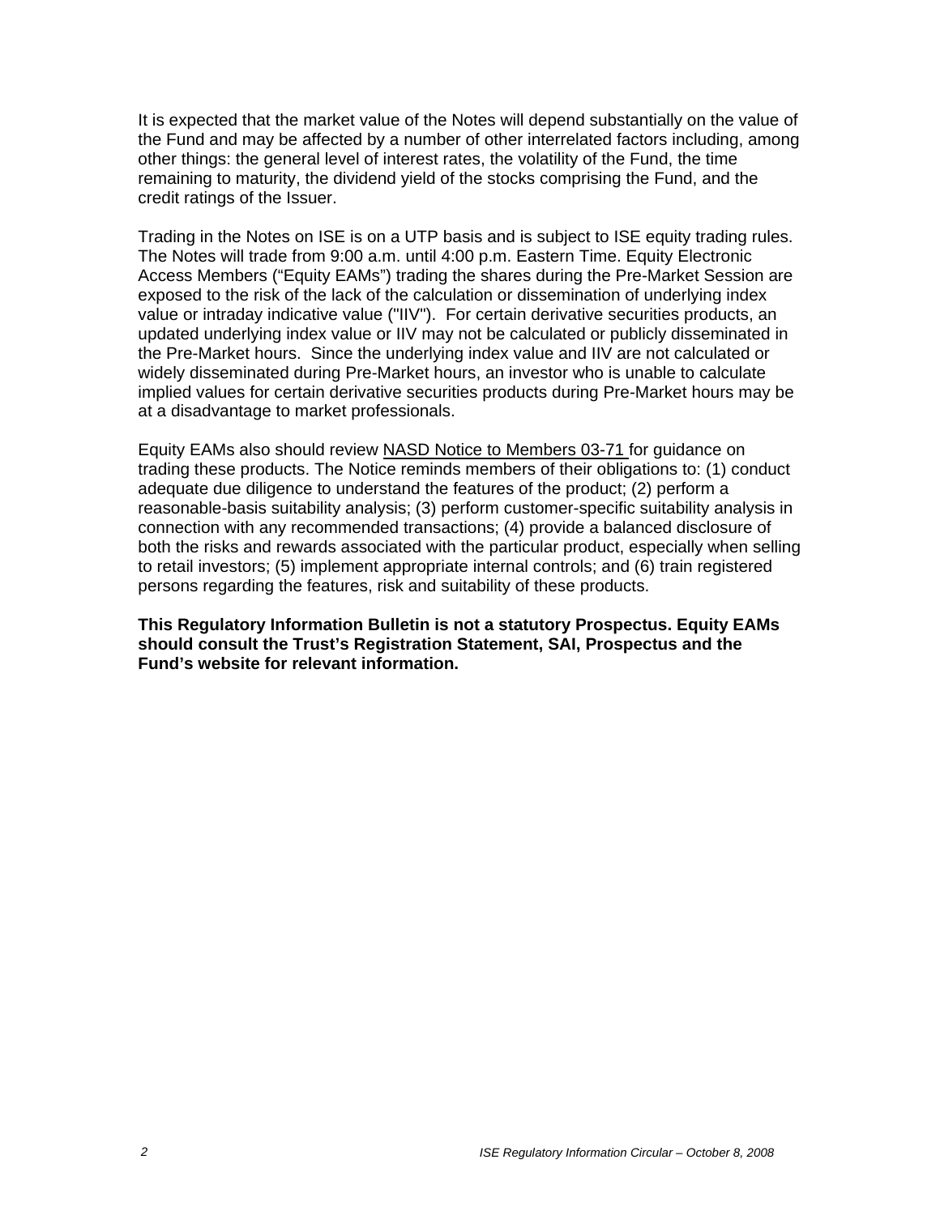It is expected that the market value of the Notes will depend substantially on the value of the Fund and may be affected by a number of other interrelated factors including, among other things: the general level of interest rates, the volatility of the Fund, the time remaining to maturity, the dividend yield of the stocks comprising the Fund, and the credit ratings of the Issuer.

Trading in the Notes on ISE is on a UTP basis and is subject to ISE equity trading rules. The Notes will trade from 9:00 a.m. until 4:00 p.m. Eastern Time. Equity Electronic Access Members ("Equity EAMs") trading the shares during the Pre-Market Session are exposed to the risk of the lack of the calculation or dissemination of underlying index value or intraday indicative value ("IIV"). For certain derivative securities products, an updated underlying index value or IIV may not be calculated or publicly disseminated in the Pre-Market hours. Since the underlying index value and IIV are not calculated or widely disseminated during Pre-Market hours, an investor who is unable to calculate implied values for certain derivative securities products during Pre-Market hours may be at a disadvantage to market professionals.

Equity EAMs also should review NASD Notice to Members 03-71 for guidance on trading these products. The Notice reminds members of their obligations to: (1) conduct adequate due diligence to understand the features of the product; (2) perform a reasonable-basis suitability analysis; (3) perform customer-specific suitability analysis in connection with any recommended transactions; (4) provide a balanced disclosure of both the risks and rewards associated with the particular product, especially when selling to retail investors; (5) implement appropriate internal controls; and (6) train registered persons regarding the features, risk and suitability of these products.

**This Regulatory Information Bulletin is not a statutory Prospectus. Equity EAMs should consult the Trust's Registration Statement, SAI, Prospectus and the Fund's website for relevant information.**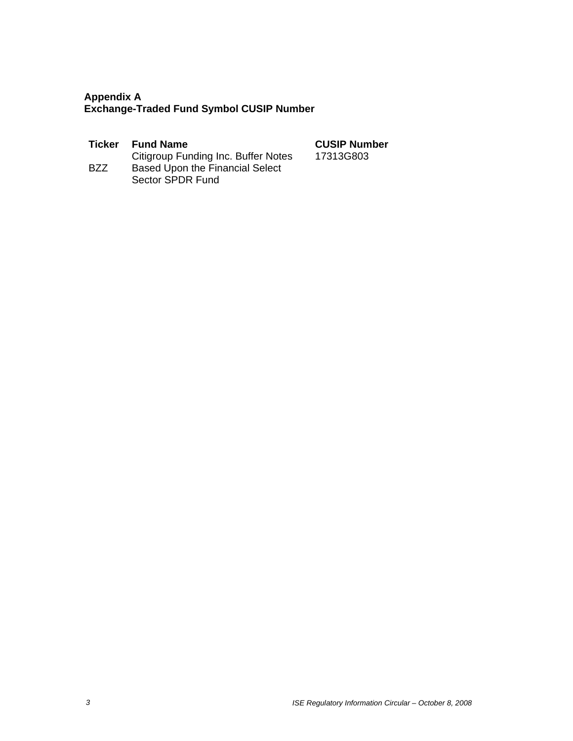**Appendix A**
**Exchange-Traded Fund Symbol CUSIP Number**

| Ticker | Fund Name | CUSIP Number |
| --- | --- | --- |
| BZZ | Citigroup Funding Inc. Buffer Notes Based Upon the Financial Select Sector SPDR Fund | 17313G803 |